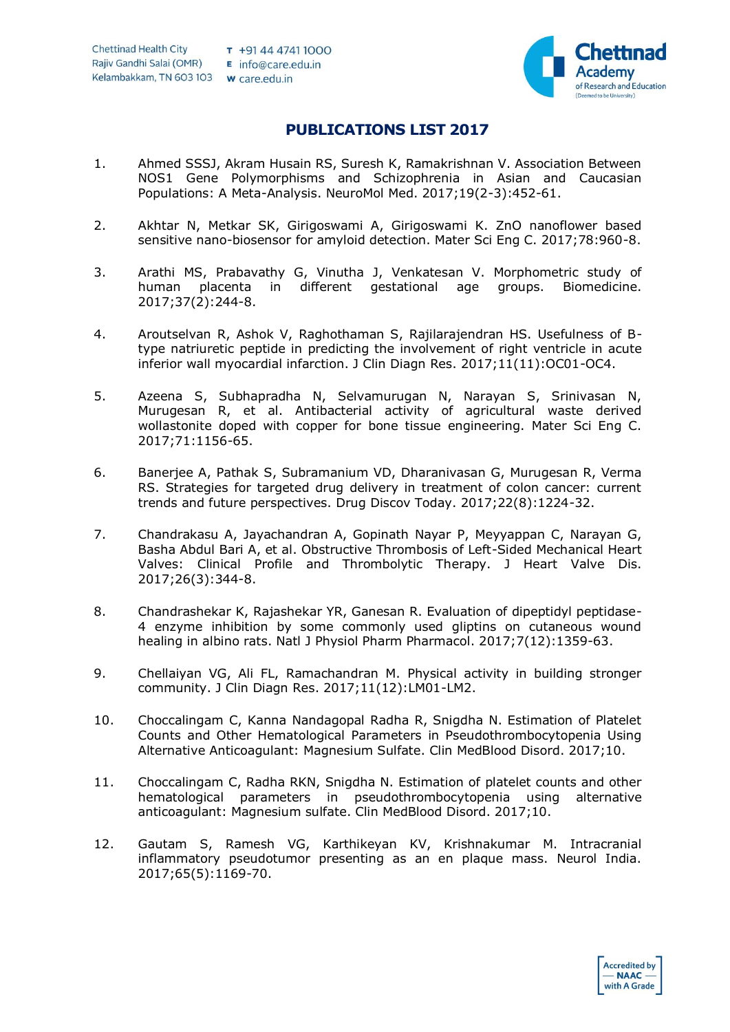# PUBLICATIONS LIST 2017

1. Ahmed SSSJ, Akram Husain RS, Suresh K, Ramakrishnan V. Association Between NOS1 Gene Polymorphisms and Schizophrenia in Asian and Caucasian Populations: A Meta-Analysis. NeuroMol Med. 2017;19(2-3):452-61.

2. Akhtar N, Metkar SK, Girigoswami A, Girigoswami K. ZnO nanoflower based sensitive nano-biosensor for amyloid detection. Mater Sci Eng C. 2017;78:960-8.

3. Arathi MS, Prabavathy G, Vinutha J, Venkatesan V. Morphometric study of human placenta in different gestational age groups. Biomedicine. 2017;37(2):244-8.

4. Aroutselvan R, Ashok V, Raghothaman S, Rajilarajendran HS. Usefulness of B-type natriuretic peptide in predicting the involvement of right ventricle in acute inferior wall myocardial infarction. J Clin Diagn Res. 2017;11(11):OC01-OC4.

5. Azeena S, Subhapradha N, Selvamurugan N, Narayan S, Srinivasan N, Murugesan R, et al. Antibacterial activity of agricultural waste derived wollastonite doped with copper for bone tissue engineering. Mater Sci Eng C. 2017;71:1156-65.

6. Banerjee A, Pathak S, Subramanium VD, Dharanivasan G, Murugesan R, Verma RS. Strategies for targeted drug delivery in treatment of colon cancer: current trends and future perspectives. Drug Discov Today. 2017;22(8):1224-32.

7. Chandrakasu A, Jayachandran A, Gopinath Nayar P, Meyyappan C, Narayan G, Basha Abdul Bari A, et al. Obstructive Thrombosis of Left-Sided Mechanical Heart Valves: Clinical Profile and Thrombolytic Therapy. J Heart Valve Dis. 2017;26(3):344-8.

8. Chandrashekar K, Rajashekar YR, Ganesan R. Evaluation of dipeptidyl peptidase-4 enzyme inhibition by some commonly used gliptins on cutaneous wound healing in albino rats. Natl J Physiol Pharm Pharmacol. 2017;7(12):1359-63.

9. Chellaiyan VG, Ali FL, Ramachandran M. Physical activity in building stronger community. J Clin Diagn Res. 2017;11(12):LM01-LM2.

10. Choccalingam C, Kanna Nandagopal Radha R, Snigdha N. Estimation of Platelet Counts and Other Hematological Parameters in Pseudothrombocytopenia Using Alternative Anticoagulant: Magnesium Sulfate. Clin MedBlood Disord. 2017;10.

11. Choccalingam C, Radha RKN, Snigdha N. Estimation of platelet counts and other hematological parameters in pseudothrombocytopenia using alternative anticoagulant: Magnesium sulfate. Clin MedBlood Disord. 2017;10.

12. Gautam S, Ramesh VG, Karthikeyan KV, Krishnakumar M. Intracranial inflammatory pseudotumor presenting as an en plaque mass. Neurol India. 2017;65(5):1169-70.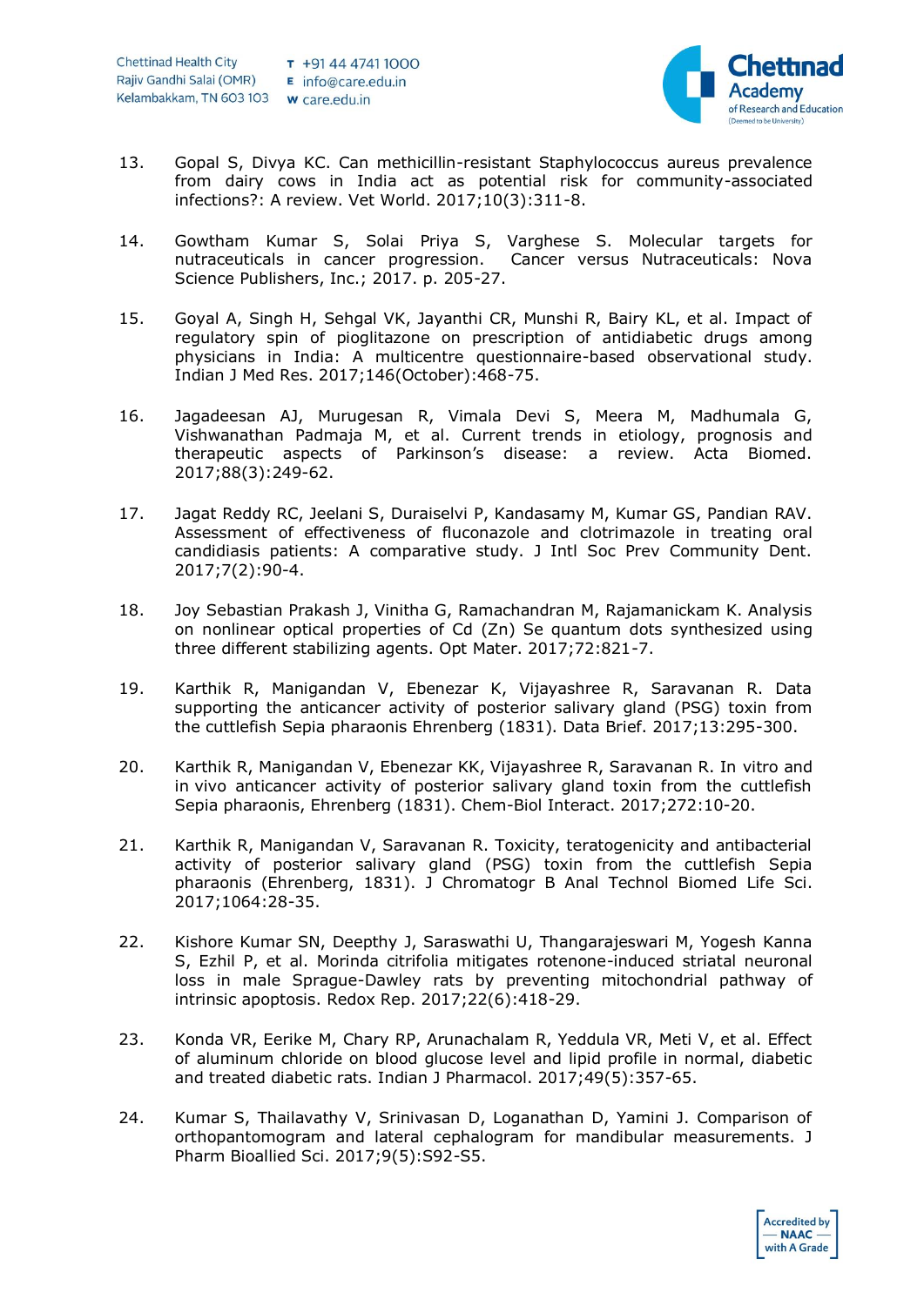13. Gopal S, Divya KC. Can methicillin-resistant Staphylococcus aureus prevalence from dairy cows in India act as potential risk for community-associated infections?: A review. Vet World. 2017;10(3):311-8.

14. Gowtham Kumar S, Solai Priya S, Varghese S. Molecular targets for nutraceuticals in cancer progression. Cancer versus Nutraceuticals: Nova Science Publishers, Inc.; 2017. p. 205-27.

15. Goyal A, Singh H, Sehgal VK, Jayanthi CR, Munshi R, Bairy KL, et al. Impact of regulatory spin of pioglitazone on prescription of antidiabetic drugs among physicians in India: A multicentre questionnaire-based observational study. Indian J Med Res. 2017;146(October):468-75.

16. Jagadeesan AJ, Murugesan R, Vimala Devi S, Meera M, Madhumala G, Vishwanathan Padmaja M, et al. Current trends in etiology, prognosis and therapeutic aspects of Parkinson's disease: a review. Acta Biomed. 2017;88(3):249-62.

17. Jagat Reddy RC, Jeelani S, Duraiselvi P, Kandasamy M, Kumar GS, Pandian RAV. Assessment of effectiveness of fluconazole and clotrimazole in treating oral candidiasis patients: A comparative study. J Intl Soc Prev Community Dent. 2017;7(2):90-4.

18. Joy Sebastian Prakash J, Vinitha G, Ramachandran M, Rajamanickam K. Analysis on nonlinear optical properties of Cd (Zn) Se quantum dots synthesized using three different stabilizing agents. Opt Mater. 2017;72:821-7.

19. Karthik R, Manigandan V, Ebenezar K, Vijayashree R, Saravanan R. Data supporting the anticancer activity of posterior salivary gland (PSG) toxin from the cuttlefish Sepia pharaonis Ehrenberg (1831). Data Brief. 2017;13:295-300.

20. Karthik R, Manigandan V, Ebenezar KK, Vijayashree R, Saravanan R. In vitro and in vivo anticancer activity of posterior salivary gland toxin from the cuttlefish Sepia pharaonis, Ehrenberg (1831). Chem-Biol Interact. 2017;272:10-20.

21. Karthik R, Manigandan V, Saravanan R. Toxicity, teratogenicity and antibacterial activity of posterior salivary gland (PSG) toxin from the cuttlefish Sepia pharaonis (Ehrenberg, 1831). J Chromatogr B Anal Technol Biomed Life Sci. 2017;1064:28-35.

22. Kishore Kumar SN, Deepthy J, Saraswathi U, Thangarajeswari M, Yogesh Kanna S, Ezhil P, et al. Morinda citrifolia mitigates rotenone-induced striatal neuronal loss in male Sprague-Dawley rats by preventing mitochondrial pathway of intrinsic apoptosis. Redox Rep. 2017;22(6):418-29.

23. Konda VR, Eerike M, Chary RP, Arunachalam R, Yeddula VR, Meti V, et al. Effect of aluminum chloride on blood glucose level and lipid profile in normal, diabetic and treated diabetic rats. Indian J Pharmacol. 2017;49(5):357-65.

24. Kumar S, Thailavathy V, Srinivasan D, Loganathan D, Yamini J. Comparison of orthopantomogram and lateral cephalogram for mandibular measurements. J Pharm Bioallied Sci. 2017;9(5):S92-S5.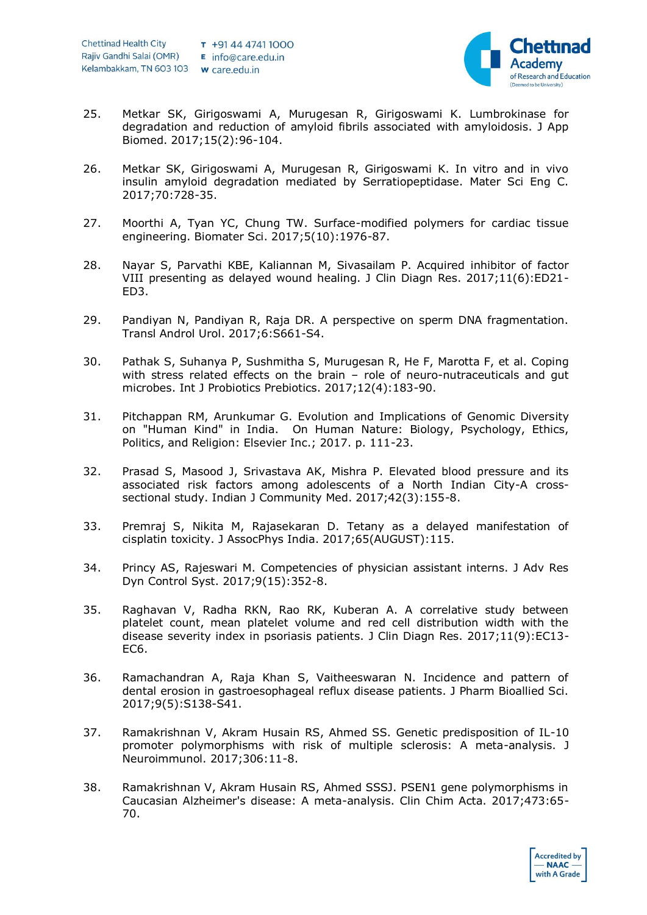25. Metkar SK, Girigoswami A, Murugesan R, Girigoswami K. Lumbrokinase for degradation and reduction of amyloid fibrils associated with amyloidosis. J App Biomed. 2017;15(2):96-104.

26. Metkar SK, Girigoswami A, Murugesan R, Girigoswami K. In vitro and in vivo insulin amyloid degradation mediated by Serratiopeptidase. Mater Sci Eng C. 2017;70:728-35.

27. Moorthi A, Tyan YC, Chung TW. Surface-modified polymers for cardiac tissue engineering. Biomater Sci. 2017;5(10):1976-87.

28. Nayar S, Parvathi KBE, Kaliannan M, Sivasailam P. Acquired inhibitor of factor VIII presenting as delayed wound healing. J Clin Diagn Res. 2017;11(6):ED21-ED3.

29. Pandiyan N, Pandiyan R, Raja DR. A perspective on sperm DNA fragmentation. Transl Androl Urol. 2017;6:S661-S4.

30. Pathak S, Suhanya P, Sushmitha S, Murugesan R, He F, Marotta F, et al. Coping with stress related effects on the brain – role of neuro-nutraceuticals and gut microbes. Int J Probiotics Prebiotics. 2017;12(4):183-90.

31. Pitchappan RM, Arunkumar G. Evolution and Implications of Genomic Diversity on "Human Kind" in India. On Human Nature: Biology, Psychology, Ethics, Politics, and Religion: Elsevier Inc.; 2017. p. 111-23.

32. Prasad S, Masood J, Srivastava AK, Mishra P. Elevated blood pressure and its associated risk factors among adolescents of a North Indian City-A cross-sectional study. Indian J Community Med. 2017;42(3):155-8.

33. Premraj S, Nikita M, Rajasekaran D. Tetany as a delayed manifestation of cisplatin toxicity. J AssocPhys India. 2017;65(AUGUST):115.

34. Princy AS, Rajeswari M. Competencies of physician assistant interns. J Adv Res Dyn Control Syst. 2017;9(15):352-8.

35. Raghavan V, Radha RKN, Rao RK, Kuberan A. A correlative study between platelet count, mean platelet volume and red cell distribution width with the disease severity index in psoriasis patients. J Clin Diagn Res. 2017;11(9):EC13-EC6.

36. Ramachandran A, Raja Khan S, Vaitheeswaran N. Incidence and pattern of dental erosion in gastroesophageal reflux disease patients. J Pharm Bioallied Sci. 2017;9(5):S138-S41.

37. Ramakrishnan V, Akram Husain RS, Ahmed SS. Genetic predisposition of IL-10 promoter polymorphisms with risk of multiple sclerosis: A meta-analysis. J Neuroimmunol. 2017;306:11-8.

38. Ramakrishnan V, Akram Husain RS, Ahmed SSSJ. PSEN1 gene polymorphisms in Caucasian Alzheimer's disease: A meta-analysis. Clin Chim Acta. 2017;473:65-70.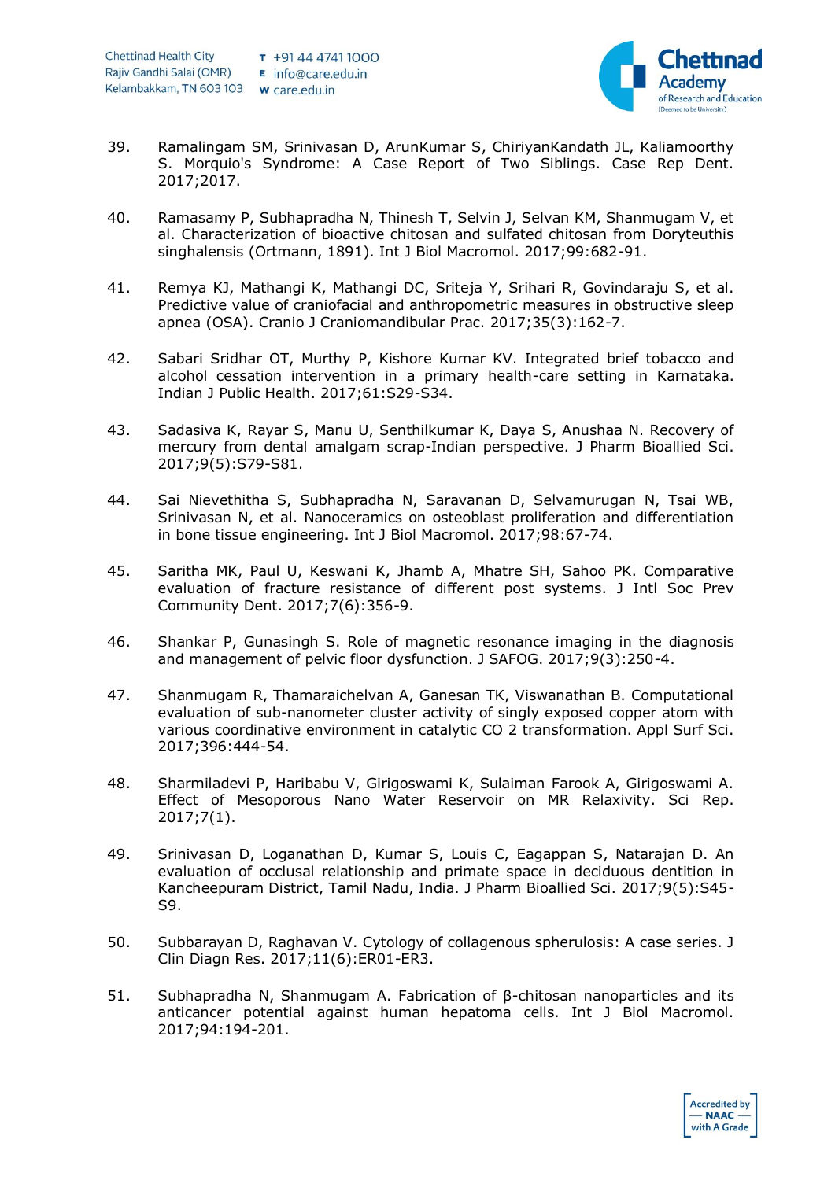39. Ramalingam SM, Srinivasan D, ArunKumar S, ChiriyanKandath JL, Kaliamoorthy S. Morquio's Syndrome: A Case Report of Two Siblings. Case Rep Dent. 2017;2017.

40. Ramasamy P, Subhapradha N, Thinesh T, Selvin J, Selvan KM, Shanmugam V, et al. Characterization of bioactive chitosan and sulfated chitosan from Doryteuthis singhalensis (Ortmann, 1891). Int J Biol Macromol. 2017;99:682-91.

41. Remya KJ, Mathangi K, Mathangi DC, Sriteja Y, Srihari R, Govindaraju S, et al. Predictive value of craniofacial and anthropometric measures in obstructive sleep apnea (OSA). Cranio J Craniomandibular Prac. 2017;35(3):162-7.

42. Sabari Sridhar OT, Murthy P, Kishore Kumar KV. Integrated brief tobacco and alcohol cessation intervention in a primary health-care setting in Karnataka. Indian J Public Health. 2017;61:S29-S34.

43. Sadasiva K, Rayar S, Manu U, Senthilkumar K, Daya S, Anushaa N. Recovery of mercury from dental amalgam scrap-Indian perspective. J Pharm Bioallied Sci. 2017;9(5):S79-S81.

44. Sai Nievethitha S, Subhapradha N, Saravanan D, Selvamurugan N, Tsai WB, Srinivasan N, et al. Nanoceramics on osteoblast proliferation and differentiation in bone tissue engineering. Int J Biol Macromol. 2017;98:67-74.

45. Saritha MK, Paul U, Keswani K, Jhamb A, Mhatre SH, Sahoo PK. Comparative evaluation of fracture resistance of different post systems. J Intl Soc Prev Community Dent. 2017;7(6):356-9.

46. Shankar P, Gunasingh S. Role of magnetic resonance imaging in the diagnosis and management of pelvic floor dysfunction. J SAFOG. 2017;9(3):250-4.

47. Shanmugam R, Thamaraichelvan A, Ganesan TK, Viswanathan B. Computational evaluation of sub-nanometer cluster activity of singly exposed copper atom with various coordinative environment in catalytic CO 2 transformation. Appl Surf Sci. 2017;396:444-54.

48. Sharmiladevi P, Haribabu V, Girigoswami K, Sulaiman Farook A, Girigoswami A. Effect of Mesoporous Nano Water Reservoir on MR Relaxivity. Sci Rep. 2017;7(1).

49. Srinivasan D, Loganathan D, Kumar S, Louis C, Eagappan S, Natarajan D. An evaluation of occlusal relationship and primate space in deciduous dentition in Kancheepuram District, Tamil Nadu, India. J Pharm Bioallied Sci. 2017;9(5):S45-S9.

50. Subbarayan D, Raghavan V. Cytology of collagenous spherulosis: A case series. J Clin Diagn Res. 2017;11(6):ER01-ER3.

51. Subhapradha N, Shanmugam A. Fabrication of β-chitosan nanoparticles and its anticancer potential against human hepatoma cells. Int J Biol Macromol. 2017;94:194-201.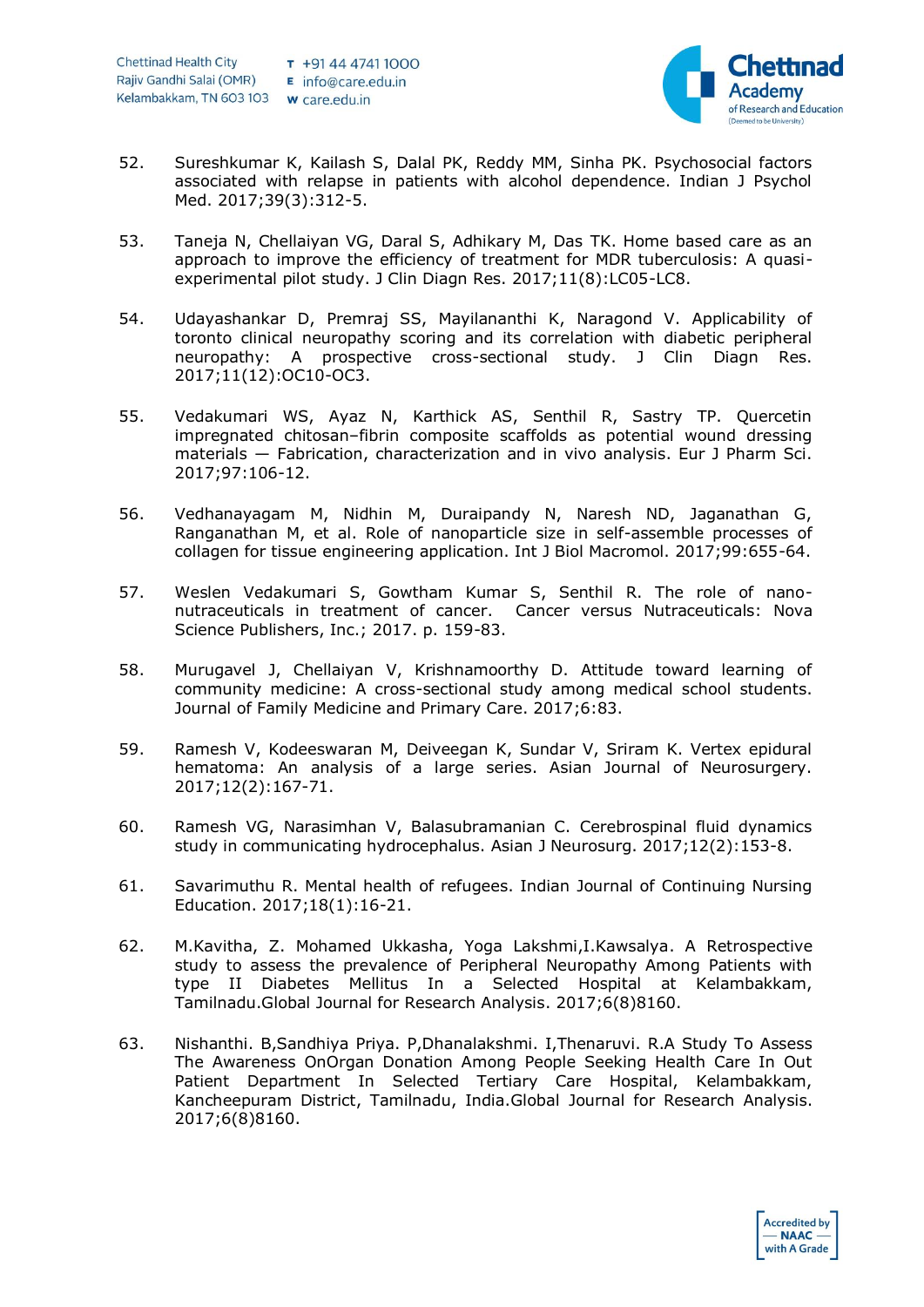52. Sureshkumar K, Kailash S, Dalal PK, Reddy MM, Sinha PK. Psychosocial factors associated with relapse in patients with alcohol dependence. Indian J Psychol Med. 2017;39(3):312-5.

53. Taneja N, Chellaiyan VG, Daral S, Adhikary M, Das TK. Home based care as an approach to improve the efficiency of treatment for MDR tuberculosis: A quasi-experimental pilot study. J Clin Diagn Res. 2017;11(8):LC05-LC8.

54. Udayashankar D, Premraj SS, Mayilananthi K, Naragond V. Applicability of toronto clinical neuropathy scoring and its correlation with diabetic peripheral neuropathy: A prospective cross-sectional study. J Clin Diagn Res. 2017;11(12):OC10-OC3.

55. Vedakumari WS, Ayaz N, Karthick AS, Senthil R, Sastry TP. Quercetin impregnated chitosan–fibrin composite scaffolds as potential wound dressing materials — Fabrication, characterization and in vivo analysis. Eur J Pharm Sci. 2017;97:106-12.

56. Vedhanayagam M, Nidhin M, Duraipandy N, Naresh ND, Jaganathan G, Ranganathan M, et al. Role of nanoparticle size in self-assemble processes of collagen for tissue engineering application. Int J Biol Macromol. 2017;99:655-64.

57. Weslen Vedakumari S, Gowtham Kumar S, Senthil R. The role of nano-nutraceuticals in treatment of cancer. Cancer versus Nutraceuticals: Nova Science Publishers, Inc.; 2017. p. 159-83.

58. Murugavel J, Chellaiyan V, Krishnamoorthy D. Attitude toward learning of community medicine: A cross-sectional study among medical school students. Journal of Family Medicine and Primary Care. 2017;6:83.

59. Ramesh V, Kodeeswaran M, Deiveegan K, Sundar V, Sriram K. Vertex epidural hematoma: An analysis of a large series. Asian Journal of Neurosurgery. 2017;12(2):167-71.

60. Ramesh VG, Narasimhan V, Balasubramanian C. Cerebrospinal fluid dynamics study in communicating hydrocephalus. Asian J Neurosurg. 2017;12(2):153-8.

61. Savarimuthu R. Mental health of refugees. Indian Journal of Continuing Nursing Education. 2017;18(1):16-21.

62. M.Kavitha, Z. Mohamed Ukkasha, Yoga Lakshmi,I.Kawsalya. A Retrospective study to assess the prevalence of Peripheral Neuropathy Among Patients with type II Diabetes Mellitus In a Selected Hospital at Kelambakkam, Tamilnadu.Global Journal for Research Analysis. 2017;6(8)8160.

63. Nishanthi. B,Sandhiya Priya. P,Dhanalakshmi. I,Thenaruvi. R.A Study To Assess The Awareness OnOrgan Donation Among People Seeking Health Care In Out Patient Department In Selected Tertiary Care Hospital, Kelambakkam, Kancheepuram District, Tamilnadu, India.Global Journal for Research Analysis. 2017;6(8)8160.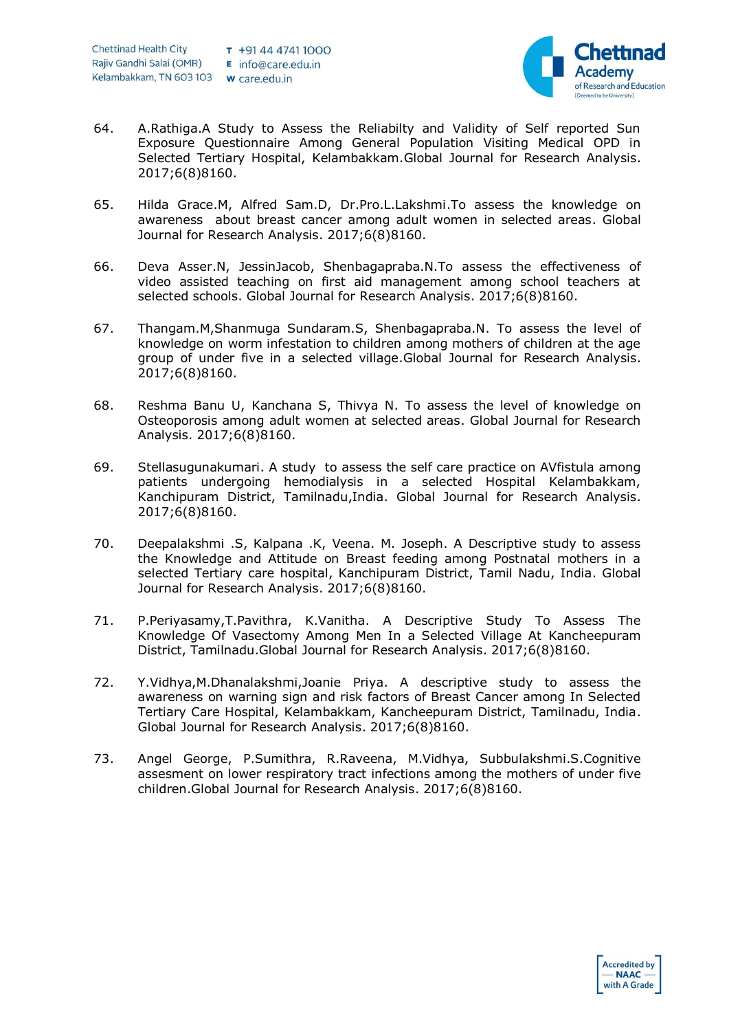64. A.Rathiga.A Study to Assess the Reliabilty and Validity of Self reported Sun Exposure Questionnaire Among General Population Visiting Medical OPD in Selected Tertiary Hospital, Kelambakkam.Global Journal for Research Analysis. 2017;6(8)8160.

65. Hilda Grace.M, Alfred Sam.D, Dr.Pro.L.Lakshmi.To assess the knowledge on awareness about breast cancer among adult women in selected areas. Global Journal for Research Analysis. 2017;6(8)8160.

66. Deva Asser.N, JessinJacob, Shenbagapraba.N.To assess the effectiveness of video assisted teaching on first aid management among school teachers at selected schools. Global Journal for Research Analysis. 2017;6(8)8160.

67. Thangam.M,Shanmuga Sundaram.S, Shenbagapraba.N. To assess the level of knowledge on worm infestation to children among mothers of children at the age group of under five in a selected village.Global Journal for Research Analysis. 2017;6(8)8160.

68. Reshma Banu U, Kanchana S, Thivya N. To assess the level of knowledge on Osteoporosis among adult women at selected areas. Global Journal for Research Analysis. 2017;6(8)8160.

69. Stellasugunakumari. A study to assess the self care practice on AVfistula among patients undergoing hemodialysis in a selected Hospital Kelambakkam, Kanchipuram District, Tamilnadu,India. Global Journal for Research Analysis. 2017;6(8)8160.

70. Deepalakshmi .S, Kalpana .K, Veena. M. Joseph. A Descriptive study to assess the Knowledge and Attitude on Breast feeding among Postnatal mothers in a selected Tertiary care hospital, Kanchipuram District, Tamil Nadu, India. Global Journal for Research Analysis. 2017;6(8)8160.

71. P.Periyasamy,T.Pavithra, K.Vanitha. A Descriptive Study To Assess The Knowledge Of Vasectomy Among Men In a Selected Village At Kancheepuram District, Tamilnadu.Global Journal for Research Analysis. 2017;6(8)8160.

72. Y.Vidhya,M.Dhanalakshmi,Joanie Priya. A descriptive study to assess the awareness on warning sign and risk factors of Breast Cancer among In Selected Tertiary Care Hospital, Kelambakkam, Kancheepuram District, Tamilnadu, India. Global Journal for Research Analysis. 2017;6(8)8160.

73. Angel George, P.Sumithra, R.Raveena, M.Vidhya, Subbulakshmi.S.Cognitive assesment on lower respiratory tract infections among the mothers of under five children.Global Journal for Research Analysis. 2017;6(8)8160.